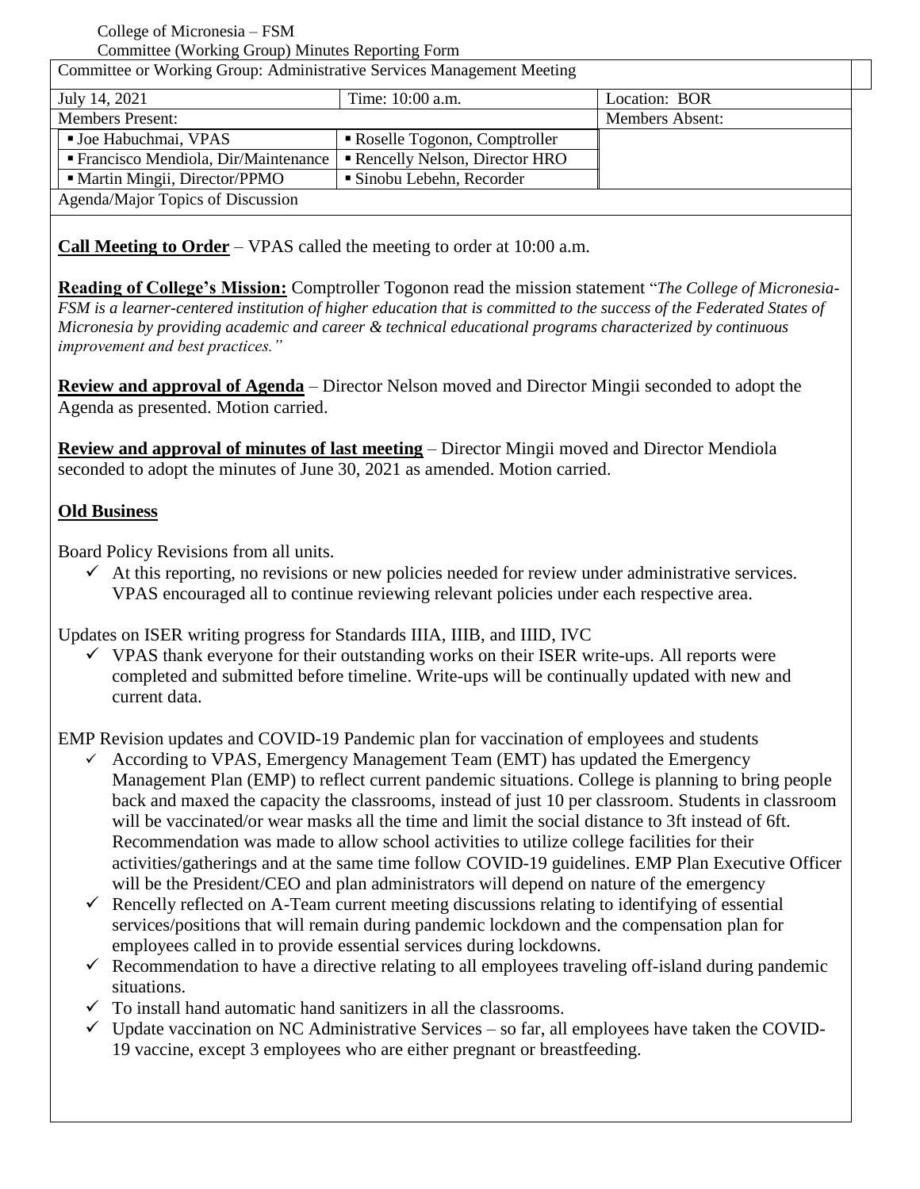College of Micronesia – FSM

Committee (Working Group) Minutes Reporting Form

| Committee or Working Group: Administrative Services Management Meeting | | |
|---|---|---|
| July 14, 2021 | Time: 10:00 a.m. | Location: BOR |
| Members Present: | | Members Absent: |
| ▪ Joe Habuchmai, VPAS | ▪ Roselle Togonon, Comptroller | |
| ▪ Francisco Mendiola, Dir/Maintenance | ▪ Rencelly Nelson, Director HRO | |
| ▪ Martin Mingii, Director/PPMO | ▪ Sinobu Lebehn, Recorder | |
| Agenda/Major Topics of Discussion | | |

**Call Meeting to Order** – VPAS called the meeting to order at 10:00 a.m.

**Reading of College's Mission:** Comptroller Togonon read the mission statement "*The College of Micronesia-FSM is a learner-centered institution of higher education that is committed to the success of the Federated States of Micronesia by providing academic and career & technical educational programs characterized by continuous improvement and best practices."*

**Review and approval of Agenda** – Director Nelson moved and Director Mingii seconded to adopt the Agenda as presented. Motion carried.

**Review and approval of minutes of last meeting** – Director Mingii moved and Director Mendiola seconded to adopt the minutes of June 30, 2021 as amended. Motion carried.

**Old Business**

Board Policy Revisions from all units.

- ✓ At this reporting, no revisions or new policies needed for review under administrative services. VPAS encouraged all to continue reviewing relevant policies under each respective area.

Updates on ISER writing progress for Standards IIIA, IIIB, and IIID, IVC

- ✓ VPAS thank everyone for their outstanding works on their ISER write-ups. All reports were completed and submitted before timeline. Write-ups will be continually updated with new and current data.

EMP Revision updates and COVID-19 Pandemic plan for vaccination of employees and students

- ✓ According to VPAS, Emergency Management Team (EMT) has updated the Emergency Management Plan (EMP) to reflect current pandemic situations. College is planning to bring people back and maxed the capacity the classrooms, instead of just 10 per classroom. Students in classroom will be vaccinated/or wear masks all the time and limit the social distance to 3ft instead of 6ft. Recommendation was made to allow school activities to utilize college facilities for their activities/gatherings and at the same time follow COVID-19 guidelines. EMP Plan Executive Officer will be the President/CEO and plan administrators will depend on nature of the emergency
- ✓ Rencelly reflected on A-Team current meeting discussions relating to identifying of essential services/positions that will remain during pandemic lockdown and the compensation plan for employees called in to provide essential services during lockdowns.
- ✓ Recommendation to have a directive relating to all employees traveling off-island during pandemic situations.
- ✓ To install hand automatic hand sanitizers in all the classrooms.
- ✓ Update vaccination on NC Administrative Services – so far, all employees have taken the COVID-19 vaccine, except 3 employees who are either pregnant or breastfeeding.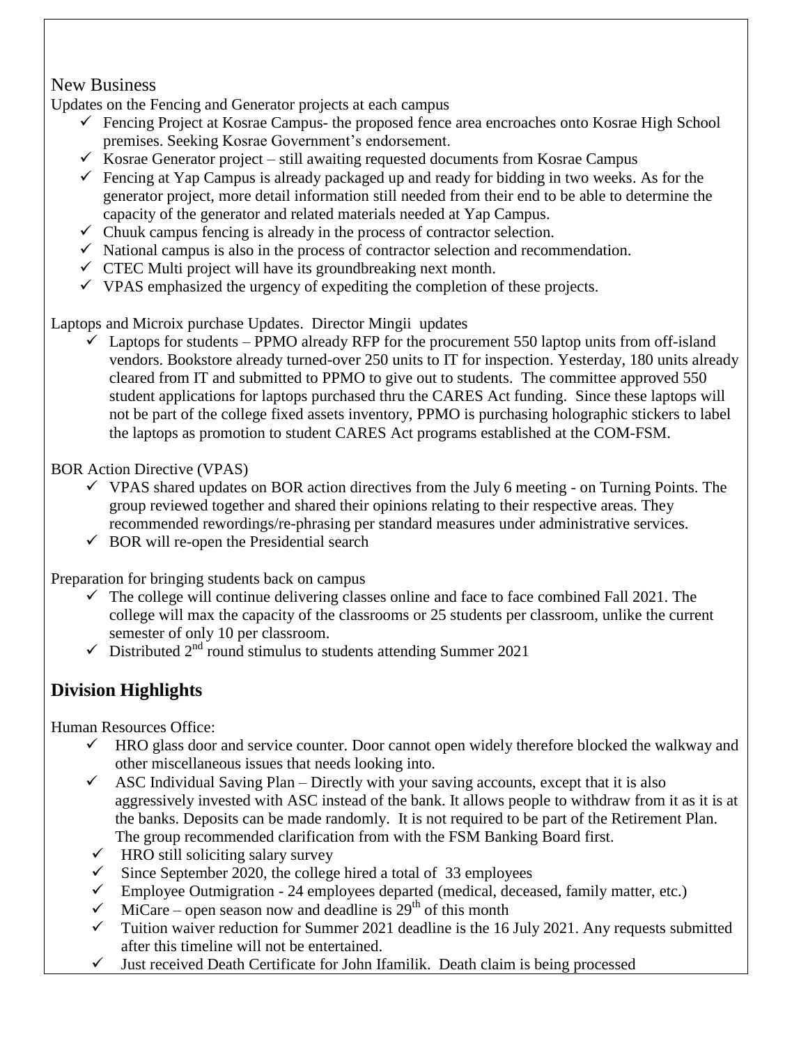## New Business

Updates on the Fencing and Generator projects at each campus

- ✓ Fencing Project at Kosrae Campus- the proposed fence area encroaches onto Kosrae High School premises. Seeking Kosrae Government's endorsement.
- ✓ Kosrae Generator project – still awaiting requested documents from Kosrae Campus
- ✓ Fencing at Yap Campus is already packaged up and ready for bidding in two weeks. As for the generator project, more detail information still needed from their end to be able to determine the capacity of the generator and related materials needed at Yap Campus.
- ✓ Chuuk campus fencing is already in the process of contractor selection.
- ✓ National campus is also in the process of contractor selection and recommendation.
- ✓ CTEC Multi project will have its groundbreaking next month.
- ✓ VPAS emphasized the urgency of expediting the completion of these projects.

Laptops and Microix purchase Updates. Director Mingii updates

- ✓ Laptops for students – PPMO already RFP for the procurement 550 laptop units from off-island vendors. Bookstore already turned-over 250 units to IT for inspection. Yesterday, 180 units already cleared from IT and submitted to PPMO to give out to students. The committee approved 550 student applications for laptops purchased thru the CARES Act funding. Since these laptops will not be part of the college fixed assets inventory, PPMO is purchasing holographic stickers to label the laptops as promotion to student CARES Act programs established at the COM-FSM.

BOR Action Directive (VPAS)

- ✓ VPAS shared updates on BOR action directives from the July 6 meeting - on Turning Points. The group reviewed together and shared their opinions relating to their respective areas. They recommended rewordings/re-phrasing per standard measures under administrative services.
- ✓ BOR will re-open the Presidential search

Preparation for bringing students back on campus

- ✓ The college will continue delivering classes online and face to face combined Fall 2021. The college will max the capacity of the classrooms or 25 students per classroom, unlike the current semester of only 10 per classroom.
- ✓ Distributed 2nd round stimulus to students attending Summer 2021

## Division Highlights

Human Resources Office:

- ✓ HRO glass door and service counter. Door cannot open widely therefore blocked the walkway and other miscellaneous issues that needs looking into.
- ✓ ASC Individual Saving Plan – Directly with your saving accounts, except that it is also aggressively invested with ASC instead of the bank. It allows people to withdraw from it as it is at the banks. Deposits can be made randomly. It is not required to be part of the Retirement Plan. The group recommended clarification from with the FSM Banking Board first.
- ✓ HRO still soliciting salary survey
- ✓ Since September 2020, the college hired a total of 33 employees
- ✓ Employee Outmigration - 24 employees departed (medical, deceased, family matter, etc.)
- ✓ MiCare – open season now and deadline is 29th of this month
- ✓ Tuition waiver reduction for Summer 2021 deadline is the 16 July 2021. Any requests submitted after this timeline will not be entertained.
- ✓ Just received Death Certificate for John Ifamilik. Death claim is being processed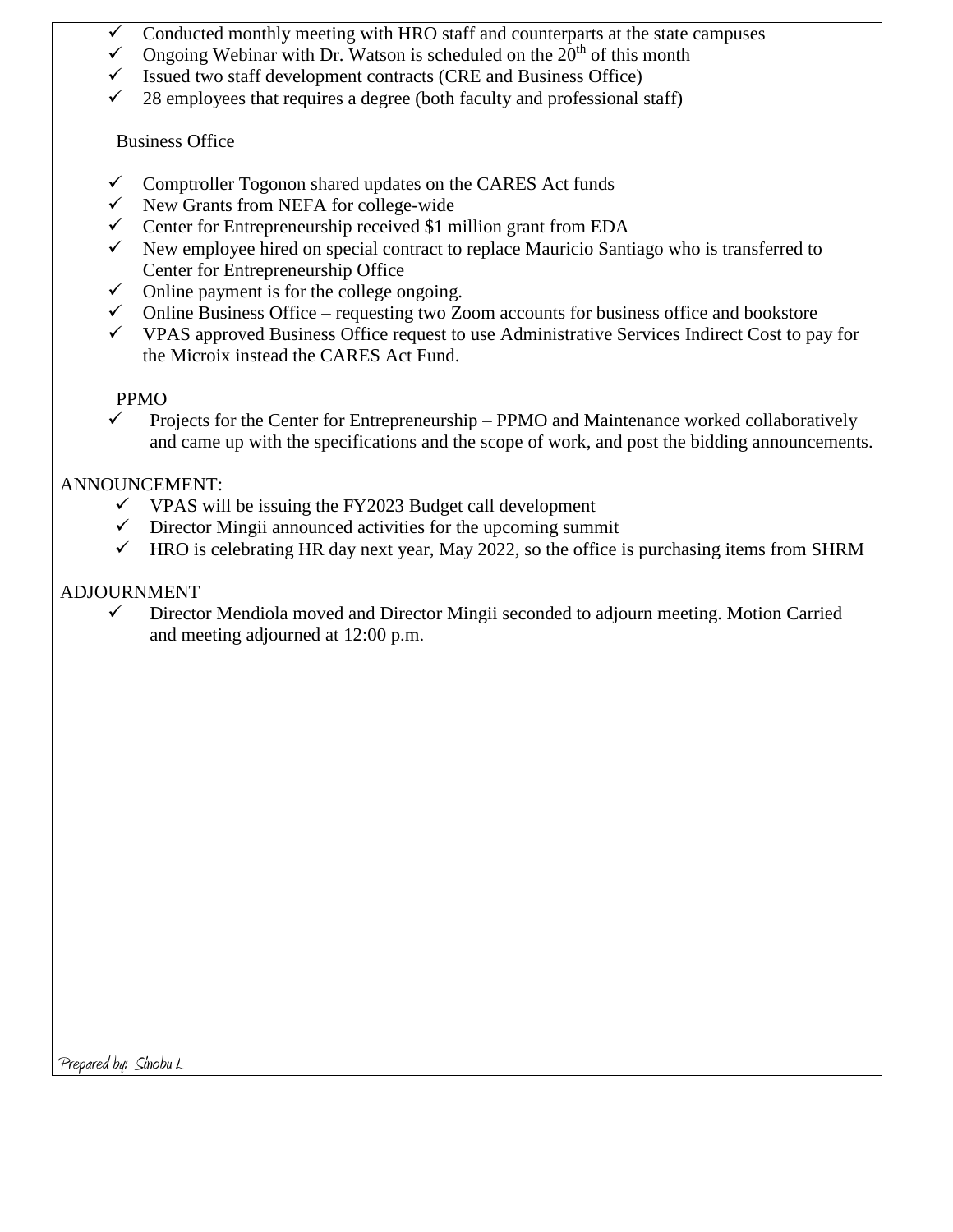- ✓ Conducted monthly meeting with HRO staff and counterparts at the state campuses
- ✓ Ongoing Webinar with Dr. Watson is scheduled on the 20th of this month
- ✓ Issued two staff development contracts (CRE and Business Office)
- ✓ 28 employees that requires a degree (both faculty and professional staff)

Business Office

- ✓ Comptroller Togonon shared updates on the CARES Act funds
- ✓ New Grants from NEFA for college-wide
- ✓ Center for Entrepreneurship received $1 million grant from EDA
- ✓ New employee hired on special contract to replace Mauricio Santiago who is transferred to Center for Entrepreneurship Office
- ✓ Online payment is for the college ongoing.
- ✓ Online Business Office – requesting two Zoom accounts for business office and bookstore
- ✓ VPAS approved Business Office request to use Administrative Services Indirect Cost to pay for the Microix instead the CARES Act Fund.

PPMO

- ✓ Projects for the Center for Entrepreneurship – PPMO and Maintenance worked collaboratively and came up with the specifications and the scope of work, and post the bidding announcements.

ANNOUNCEMENT:

- ✓ VPAS will be issuing the FY2023 Budget call development
- ✓ Director Mingii announced activities for the upcoming summit
- ✓ HRO is celebrating HR day next year, May 2022, so the office is purchasing items from SHRM

ADJOURNMENT

- ✓ Director Mendiola moved and Director Mingii seconded to adjourn meeting. Motion Carried and meeting adjourned at 12:00 p.m.

Prepared by: Sinobu L